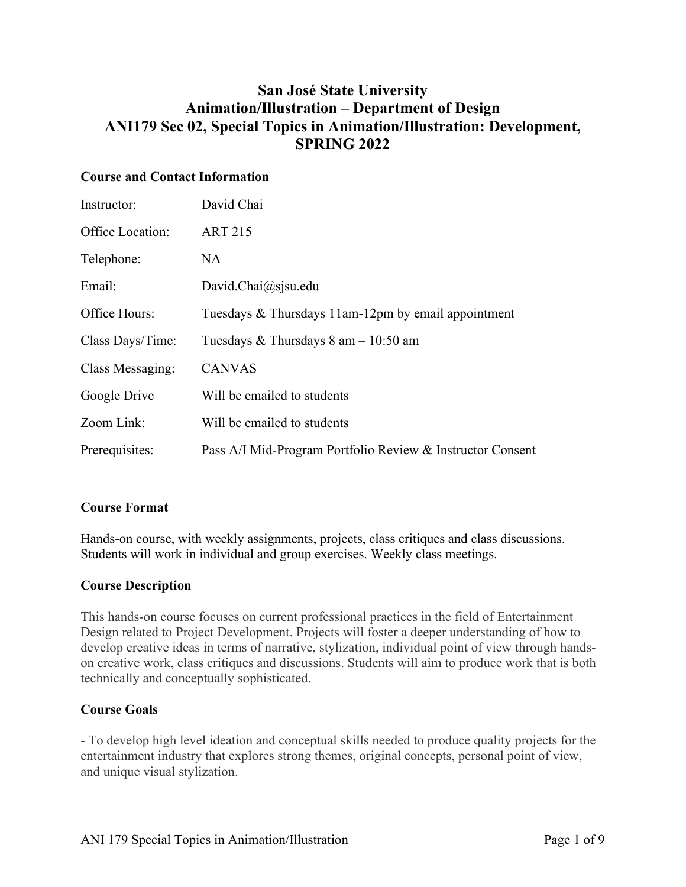# San José State University
# Animation/Illustration – Department of Design
# ANI179 Sec 02, Special Topics in Animation/Illustration: Development, SPRING 2022

## Course and Contact Information

| | |
|---|---|
| Instructor: | David Chai |
| Office Location: | ART 215 |
| Telephone: | NA |
| Email: | David.Chai@sjsu.edu |
| Office Hours: | Tuesdays & Thursdays 11am-12pm by email appointment |
| Class Days/Time: | Tuesdays & Thursdays 8 am – 10:50 am |
| Class Messaging: | CANVAS |
| Google Drive | Will be emailed to students |
| Zoom Link: | Will be emailed to students |
| Prerequisites: | Pass A/I Mid-Program Portfolio Review & Instructor Consent |

## Course Format

Hands-on course, with weekly assignments, projects, class critiques and class discussions. Students will work in individual and group exercises. Weekly class meetings.

## Course Description

This hands-on course focuses on current professional practices in the field of Entertainment Design related to Project Development. Projects will foster a deeper understanding of how to develop creative ideas in terms of narrative, stylization, individual point of view through hands-on creative work, class critiques and discussions. Students will aim to produce work that is both technically and conceptually sophisticated.

## Course Goals

- To develop high level ideation and conceptual skills needed to produce quality projects for the entertainment industry that explores strong themes, original concepts, personal point of view, and unique visual stylization.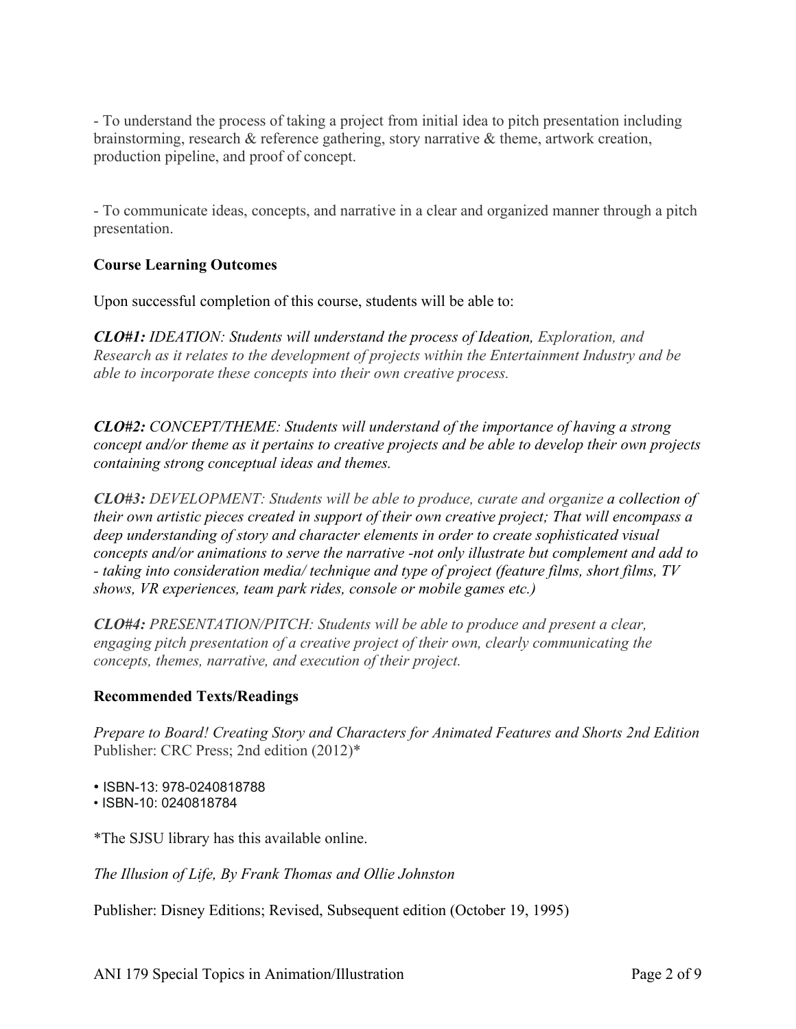- To understand the process of taking a project from initial idea to pitch presentation including brainstorming, research & reference gathering, story narrative & theme, artwork creation, production pipeline, and proof of concept.

- To communicate ideas, concepts, and narrative in a clear and organized manner through a pitch presentation.

### Course Learning Outcomes

Upon successful completion of this course, students will be able to:

***CLO#1:*** *IDEATION: Students will understand the process of Ideation, Exploration, and Research as it relates to the development of projects within the Entertainment Industry and be able to incorporate these concepts into their own creative process.*

***CLO#2:*** *CONCEPT/THEME: Students will understand of the importance of having a strong concept and/or theme as it pertains to creative projects and be able to develop their own projects containing strong conceptual ideas and themes.*

***CLO#3:*** *DEVELOPMENT: Students will be able to produce, curate and organize a collection of their own artistic pieces created in support of their own creative project; That will encompass a deep understanding of story and character elements in order to create sophisticated visual concepts and/or animations to serve the narrative -not only illustrate but complement and add to - taking into consideration media/ technique and type of project (feature films, short films, TV shows, VR experiences, team park rides, console or mobile games etc.)*

***CLO#4:*** *PRESENTATION/PITCH: Students will be able to produce and present a clear, engaging pitch presentation of a creative project of their own, clearly communicating the concepts, themes, narrative, and execution of their project.*

### Recommended Texts/Readings

*Prepare to Board! Creating Story and Characters for Animated Features and Shorts 2nd Edition*
Publisher: CRC Press; 2nd edition (2012)*

- ISBN-13: 978-0240818788
- ISBN-10: 0240818784

*The SJSU library has this available online.

*The Illusion of Life, By Frank Thomas and Ollie Johnston*

Publisher: Disney Editions; Revised, Subsequent edition (October 19, 1995)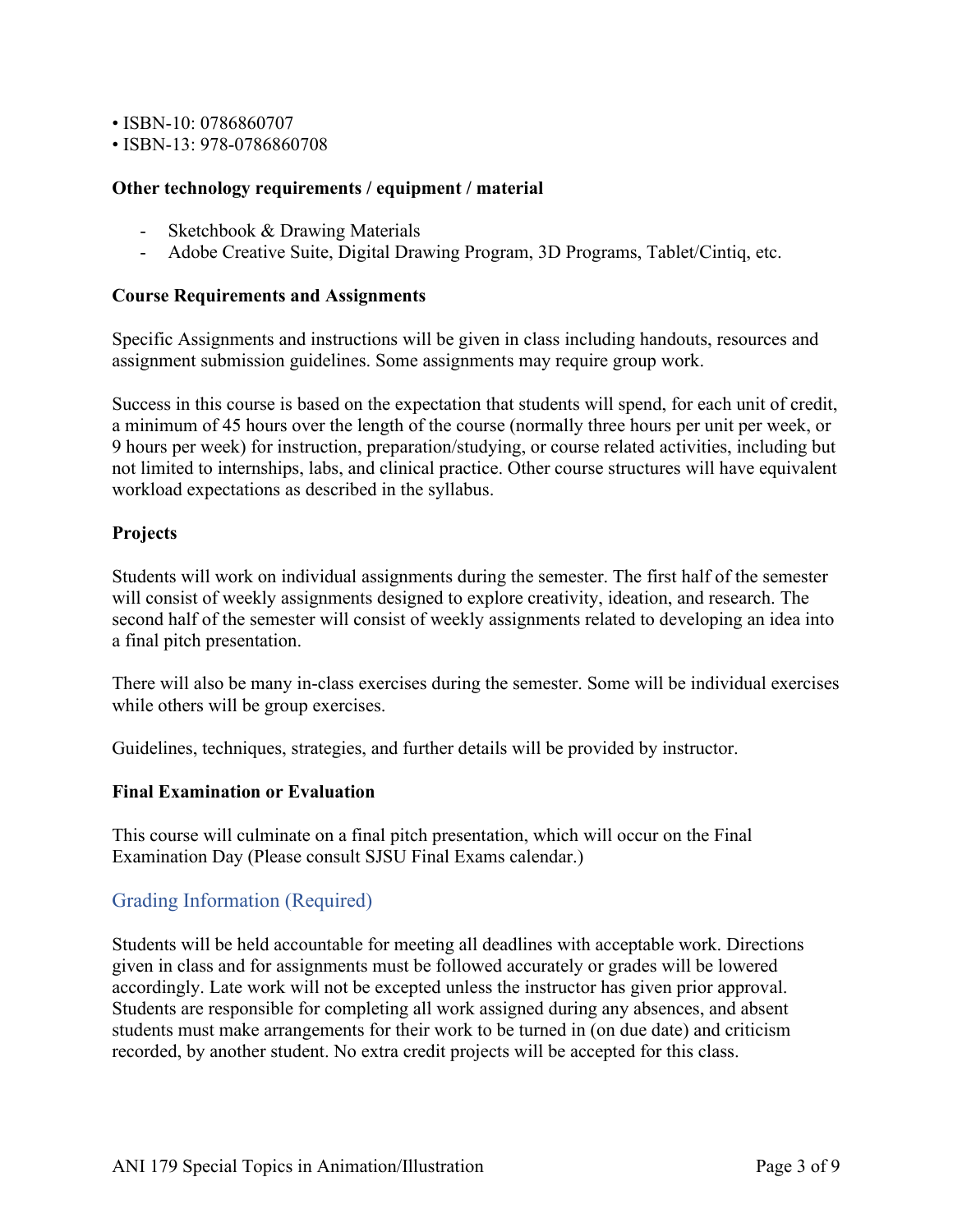- ISBN-10: 0786860707
- ISBN-13: 978-0786860708

**Other technology requirements / equipment / material**

- Sketchbook & Drawing Materials
- Adobe Creative Suite, Digital Drawing Program, 3D Programs, Tablet/Cintiq, etc.

**Course Requirements and Assignments**

Specific Assignments and instructions will be given in class including handouts, resources and assignment submission guidelines. Some assignments may require group work.

Success in this course is based on the expectation that students will spend, for each unit of credit, a minimum of 45 hours over the length of the course (normally three hours per unit per week, or 9 hours per week) for instruction, preparation/studying, or course related activities, including but not limited to internships, labs, and clinical practice. Other course structures will have equivalent workload expectations as described in the syllabus.

**Projects**

Students will work on individual assignments during the semester. The first half of the semester will consist of weekly assignments designed to explore creativity, ideation, and research. The second half of the semester will consist of weekly assignments related to developing an idea into a final pitch presentation.

There will also be many in-class exercises during the semester. Some will be individual exercises while others will be group exercises.

Guidelines, techniques, strategies, and further details will be provided by instructor.

**Final Examination or Evaluation**

This course will culminate on a final pitch presentation, which will occur on the Final Examination Day (Please consult SJSU Final Exams calendar.)

## Grading Information (Required)

Students will be held accountable for meeting all deadlines with acceptable work. Directions given in class and for assignments must be followed accurately or grades will be lowered accordingly. Late work will not be excepted unless the instructor has given prior approval. Students are responsible for completing all work assigned during any absences, and absent students must make arrangements for their work to be turned in (on due date) and criticism recorded, by another student. No extra credit projects will be accepted for this class.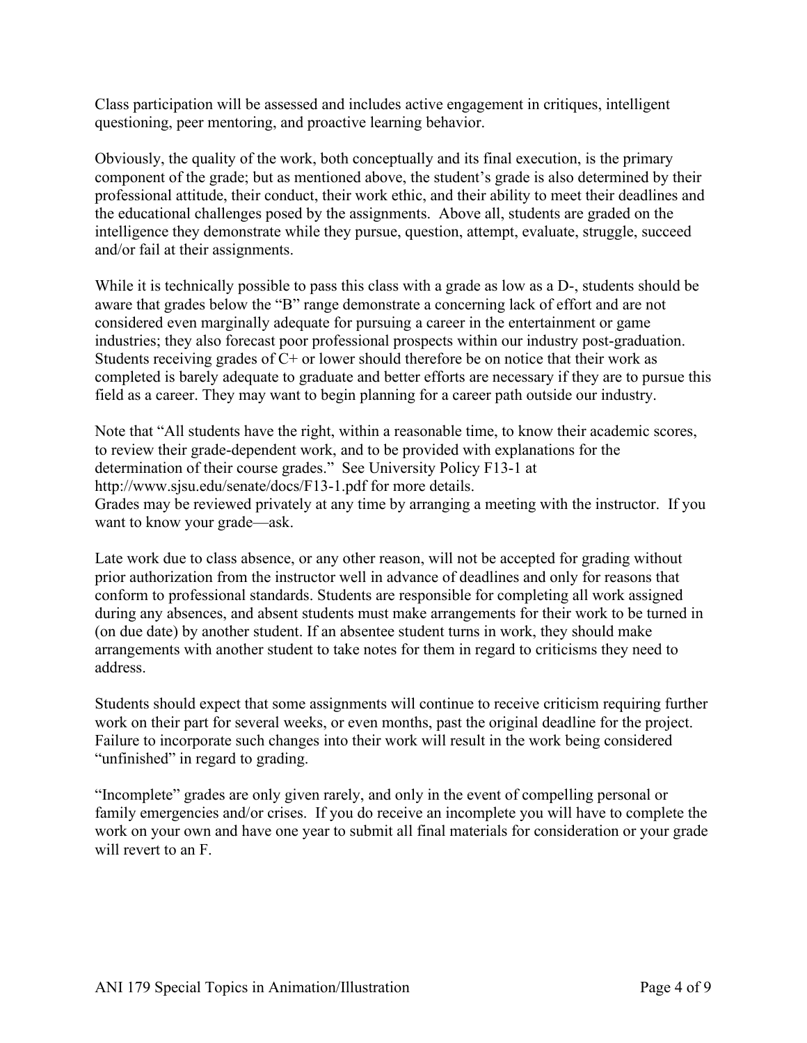Class participation will be assessed and includes active engagement in critiques, intelligent questioning, peer mentoring, and proactive learning behavior.

Obviously, the quality of the work, both conceptually and its final execution, is the primary component of the grade; but as mentioned above, the student's grade is also determined by their professional attitude, their conduct, their work ethic, and their ability to meet their deadlines and the educational challenges posed by the assignments. Above all, students are graded on the intelligence they demonstrate while they pursue, question, attempt, evaluate, struggle, succeed and/or fail at their assignments.

While it is technically possible to pass this class with a grade as low as a D-, students should be aware that grades below the "B" range demonstrate a concerning lack of effort and are not considered even marginally adequate for pursuing a career in the entertainment or game industries; they also forecast poor professional prospects within our industry post-graduation. Students receiving grades of C+ or lower should therefore be on notice that their work as completed is barely adequate to graduate and better efforts are necessary if they are to pursue this field as a career. They may want to begin planning for a career path outside our industry.

Note that "All students have the right, within a reasonable time, to know their academic scores, to review their grade-dependent work, and to be provided with explanations for the determination of their course grades." See University Policy F13-1 at http://www.sjsu.edu/senate/docs/F13-1.pdf for more details.
Grades may be reviewed privately at any time by arranging a meeting with the instructor. If you want to know your grade—ask.

Late work due to class absence, or any other reason, will not be accepted for grading without prior authorization from the instructor well in advance of deadlines and only for reasons that conform to professional standards. Students are responsible for completing all work assigned during any absences, and absent students must make arrangements for their work to be turned in (on due date) by another student. If an absentee student turns in work, they should make arrangements with another student to take notes for them in regard to criticisms they need to address.

Students should expect that some assignments will continue to receive criticism requiring further work on their part for several weeks, or even months, past the original deadline for the project. Failure to incorporate such changes into their work will result in the work being considered "unfinished" in regard to grading.

"Incomplete" grades are only given rarely, and only in the event of compelling personal or family emergencies and/or crises. If you do receive an incomplete you will have to complete the work on your own and have one year to submit all final materials for consideration or your grade will revert to an F.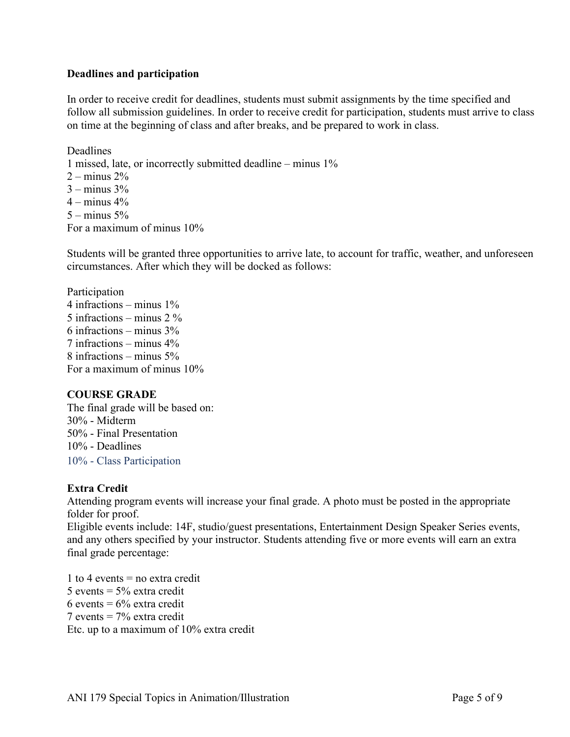**Deadlines and participation**

In order to receive credit for deadlines, students must submit assignments by the time specified and follow all submission guidelines. In order to receive credit for participation, students must arrive to class on time at the beginning of class and after breaks, and be prepared to work in class.

Deadlines
1 missed, late, or incorrectly submitted deadline – minus 1%
2 – minus 2%
3 – minus 3%
4 – minus 4%
5 – minus 5%
For a maximum of minus 10%

Students will be granted three opportunities to arrive late, to account for traffic, weather, and unforeseen circumstances. After which they will be docked as follows:

Participation
4 infractions – minus 1%
5 infractions – minus 2 %
6 infractions – minus 3%
7 infractions – minus 4%
8 infractions – minus 5%
For a maximum of minus 10%

**COURSE GRADE**
The final grade will be based on:
30% - Midterm
50% - Final Presentation
10% - Deadlines
10% - Class Participation

**Extra Credit**
Attending program events will increase your final grade. A photo must be posted in the appropriate folder for proof.
Eligible events include: 14F, studio/guest presentations, Entertainment Design Speaker Series events, and any others specified by your instructor. Students attending five or more events will earn an extra final grade percentage:

1 to 4 events = no extra credit
5 events = 5% extra credit
6 events = 6% extra credit
7 events = 7% extra credit
Etc. up to a maximum of 10% extra credit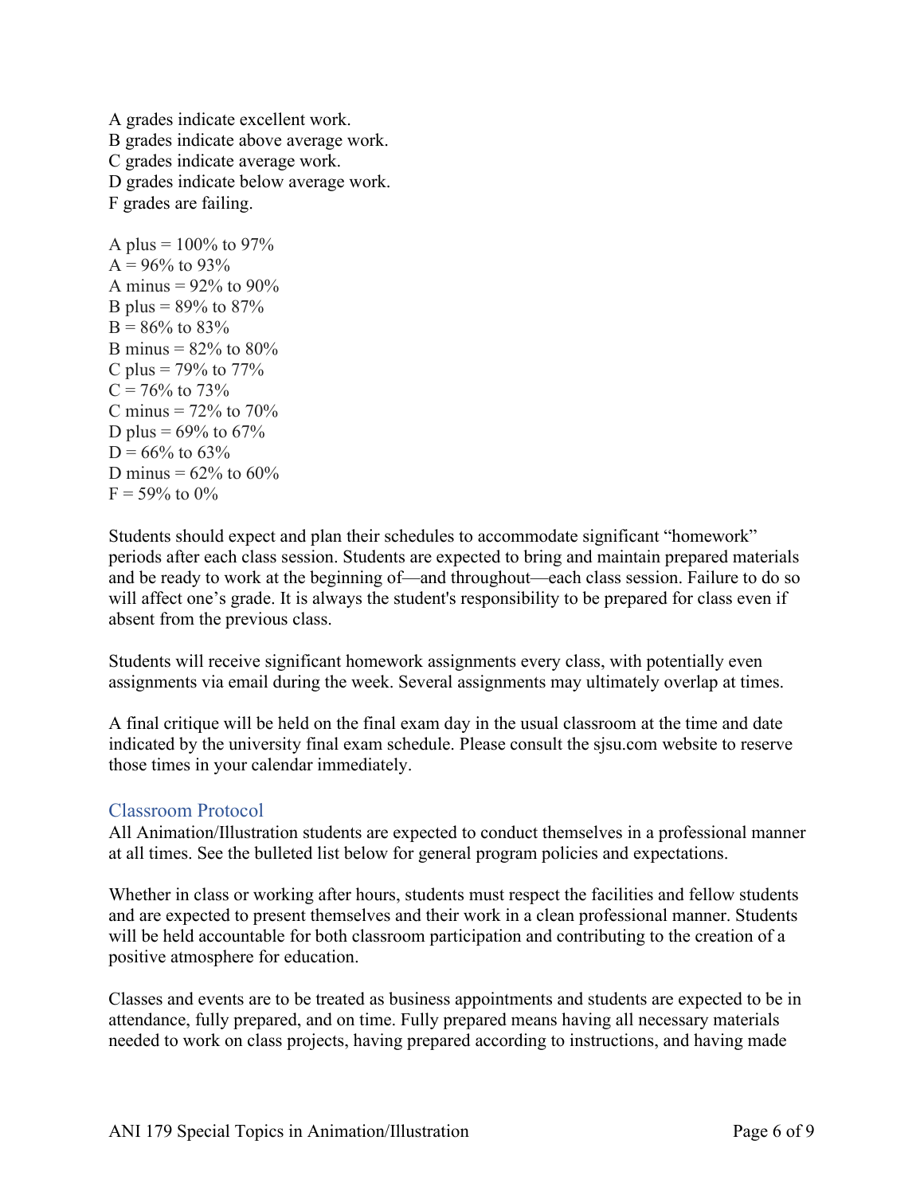A grades indicate excellent work.
B grades indicate above average work.
C grades indicate average work.
D grades indicate below average work.
F grades are failing.

A plus = 100% to 97%
A = 96% to 93%
A minus = 92% to 90%
B plus = 89% to 87%
B = 86% to 83%
B minus = 82% to 80%
C plus = 79% to 77%
C = 76% to 73%
C minus = 72% to 70%
D plus = 69% to 67%
D = 66% to 63%
D minus = 62% to 60%
F = 59% to 0%

Students should expect and plan their schedules to accommodate significant "homework" periods after each class session. Students are expected to bring and maintain prepared materials and be ready to work at the beginning of—and throughout—each class session. Failure to do so will affect one's grade. It is always the student's responsibility to be prepared for class even if absent from the previous class.

Students will receive significant homework assignments every class, with potentially even assignments via email during the week. Several assignments may ultimately overlap at times.

A final critique will be held on the final exam day in the usual classroom at the time and date indicated by the university final exam schedule. Please consult the sjsu.com website to reserve those times in your calendar immediately.

## Classroom Protocol

All Animation/Illustration students are expected to conduct themselves in a professional manner at all times. See the bulleted list below for general program policies and expectations.

Whether in class or working after hours, students must respect the facilities and fellow students and are expected to present themselves and their work in a clean professional manner. Students will be held accountable for both classroom participation and contributing to the creation of a positive atmosphere for education.

Classes and events are to be treated as business appointments and students are expected to be in attendance, fully prepared, and on time. Fully prepared means having all necessary materials needed to work on class projects, having prepared according to instructions, and having made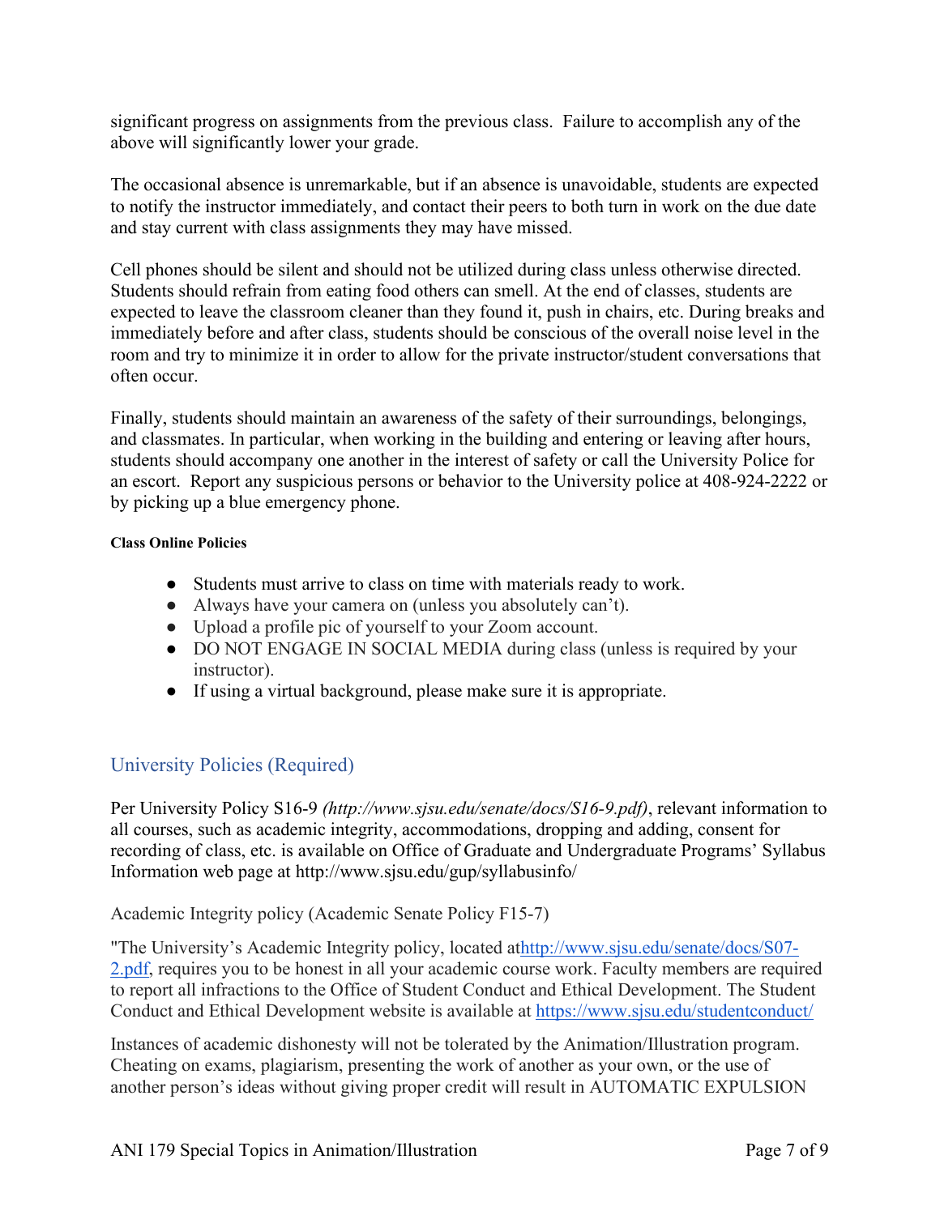significant progress on assignments from the previous class. Failure to accomplish any of the above will significantly lower your grade.

The occasional absence is unremarkable, but if an absence is unavoidable, students are expected to notify the instructor immediately, and contact their peers to both turn in work on the due date and stay current with class assignments they may have missed.

Cell phones should be silent and should not be utilized during class unless otherwise directed. Students should refrain from eating food others can smell. At the end of classes, students are expected to leave the classroom cleaner than they found it, push in chairs, etc. During breaks and immediately before and after class, students should be conscious of the overall noise level in the room and try to minimize it in order to allow for the private instructor/student conversations that often occur.

Finally, students should maintain an awareness of the safety of their surroundings, belongings, and classmates. In particular, when working in the building and entering or leaving after hours, students should accompany one another in the interest of safety or call the University Police for an escort. Report any suspicious persons or behavior to the University police at 408-924-2222 or by picking up a blue emergency phone.

#### Class Online Policies

- Students must arrive to class on time with materials ready to work.
- Always have your camera on (unless you absolutely can't).
- Upload a profile pic of yourself to your Zoom account.
- DO NOT ENGAGE IN SOCIAL MEDIA during class (unless is required by your instructor).
- If using a virtual background, please make sure it is appropriate.

## University Policies (Required)

Per University Policy S16-9 *(http://www.sjsu.edu/senate/docs/S16-9.pdf)*, relevant information to all courses, such as academic integrity, accommodations, dropping and adding, consent for recording of class, etc. is available on Office of Graduate and Undergraduate Programs' Syllabus Information web page at http://www.sjsu.edu/gup/syllabusinfo/

Academic Integrity policy (Academic Senate Policy F15-7)

"The University's Academic Integrity policy, located at[http://www.sjsu.edu/senate/docs/S07-2.pdf](http://www.sjsu.edu/senate/docs/S07-2.pdf), requires you to be honest in all your academic course work. Faculty members are required to report all infractions to the Office of Student Conduct and Ethical Development. The Student Conduct and Ethical Development website is available at [https://www.sjsu.edu/studentconduct/](https://www.sjsu.edu/studentconduct/)

Instances of academic dishonesty will not be tolerated by the Animation/Illustration program. Cheating on exams, plagiarism, presenting the work of another as your own, or the use of another person's ideas without giving proper credit will result in AUTOMATIC EXPULSION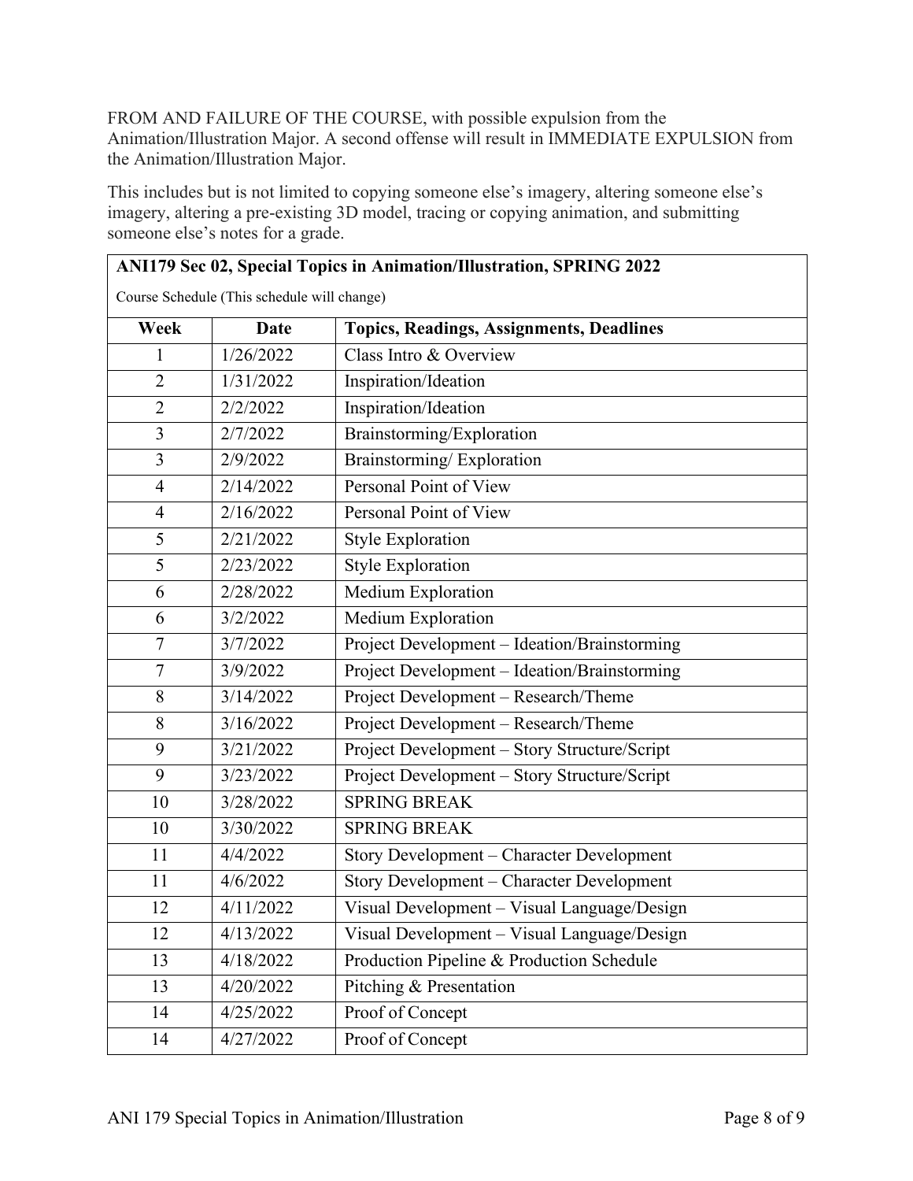FROM AND FAILURE OF THE COURSE, with possible expulsion from the Animation/Illustration Major. A second offense will result in IMMEDIATE EXPULSION from the Animation/Illustration Major.

This includes but is not limited to copying someone else's imagery, altering someone else's imagery, altering a pre-existing 3D model, tracing or copying animation, and submitting someone else's notes for a grade.

**ANI179 Sec 02, Special Topics in Animation/Illustration, SPRING 2022**

Course Schedule (This schedule will change)

| Week | Date | Topics, Readings, Assignments, Deadlines |
|---|---|---|
| 1 | 1/26/2022 | Class Intro & Overview |
| 2 | 1/31/2022 | Inspiration/Ideation |
| 2 | 2/2/2022 | Inspiration/Ideation |
| 3 | 2/7/2022 | Brainstorming/Exploration |
| 3 | 2/9/2022 | Brainstorming/ Exploration |
| 4 | 2/14/2022 | Personal Point of View |
| 4 | 2/16/2022 | Personal Point of View |
| 5 | 2/21/2022 | Style Exploration |
| 5 | 2/23/2022 | Style Exploration |
| 6 | 2/28/2022 | Medium Exploration |
| 6 | 3/2/2022 | Medium Exploration |
| 7 | 3/7/2022 | Project Development – Ideation/Brainstorming |
| 7 | 3/9/2022 | Project Development – Ideation/Brainstorming |
| 8 | 3/14/2022 | Project Development – Research/Theme |
| 8 | 3/16/2022 | Project Development – Research/Theme |
| 9 | 3/21/2022 | Project Development – Story Structure/Script |
| 9 | 3/23/2022 | Project Development – Story Structure/Script |
| 10 | 3/28/2022 | SPRING BREAK |
| 10 | 3/30/2022 | SPRING BREAK |
| 11 | 4/4/2022 | Story Development – Character Development |
| 11 | 4/6/2022 | Story Development – Character Development |
| 12 | 4/11/2022 | Visual Development – Visual Language/Design |
| 12 | 4/13/2022 | Visual Development – Visual Language/Design |
| 13 | 4/18/2022 | Production Pipeline & Production Schedule |
| 13 | 4/20/2022 | Pitching & Presentation |
| 14 | 4/25/2022 | Proof of Concept |
| 14 | 4/27/2022 | Proof of Concept |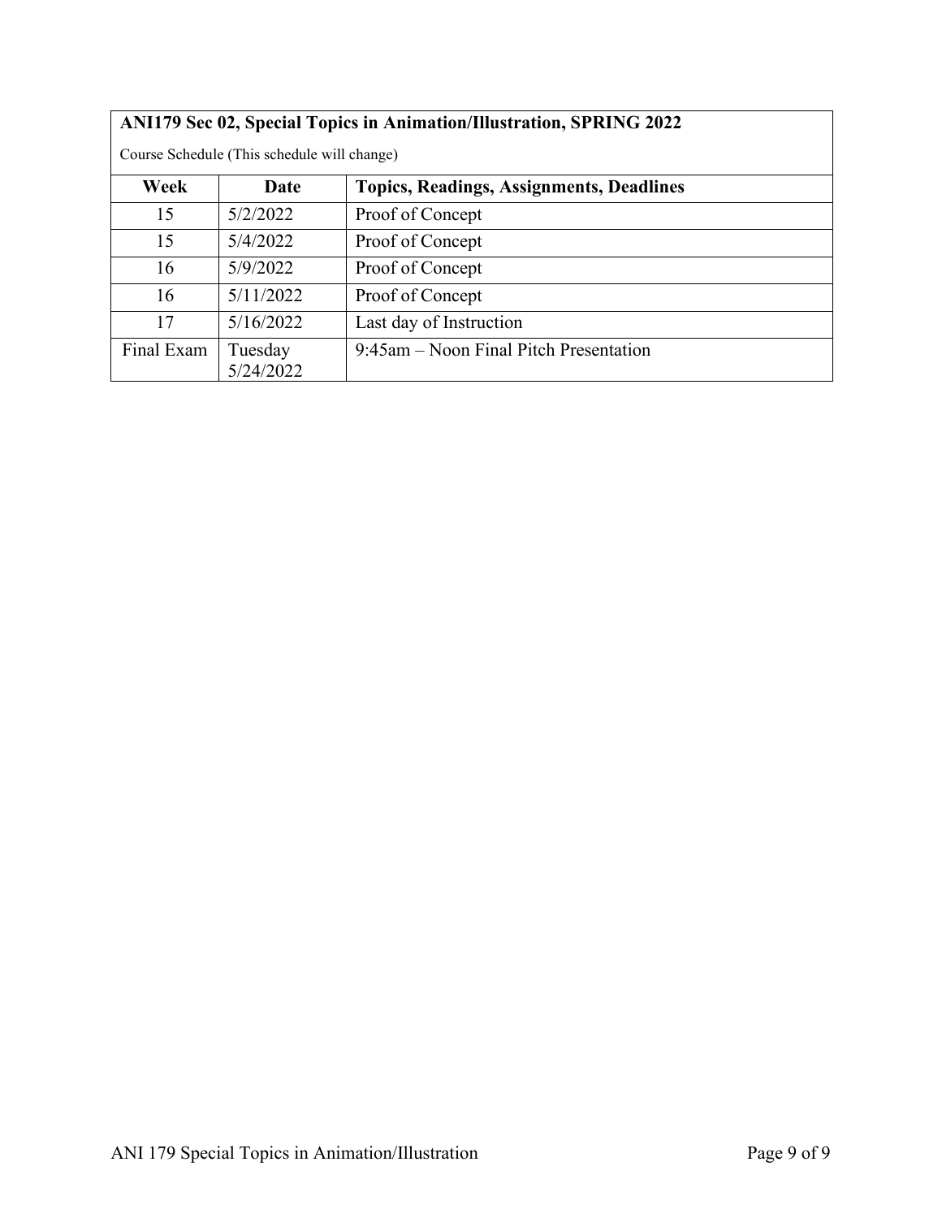**ANI179 Sec 02, Special Topics in Animation/Illustration, SPRING 2022**

Course Schedule (This schedule will change)

| Week | Date | Topics, Readings, Assignments, Deadlines |
|---|---|---|
| 15 | 5/2/2022 | Proof of Concept |
| 15 | 5/4/2022 | Proof of Concept |
| 16 | 5/9/2022 | Proof of Concept |
| 16 | 5/11/2022 | Proof of Concept |
| 17 | 5/16/2022 | Last day of Instruction |
| Final Exam | Tuesday 5/24/2022 | 9:45am – Noon Final Pitch Presentation |